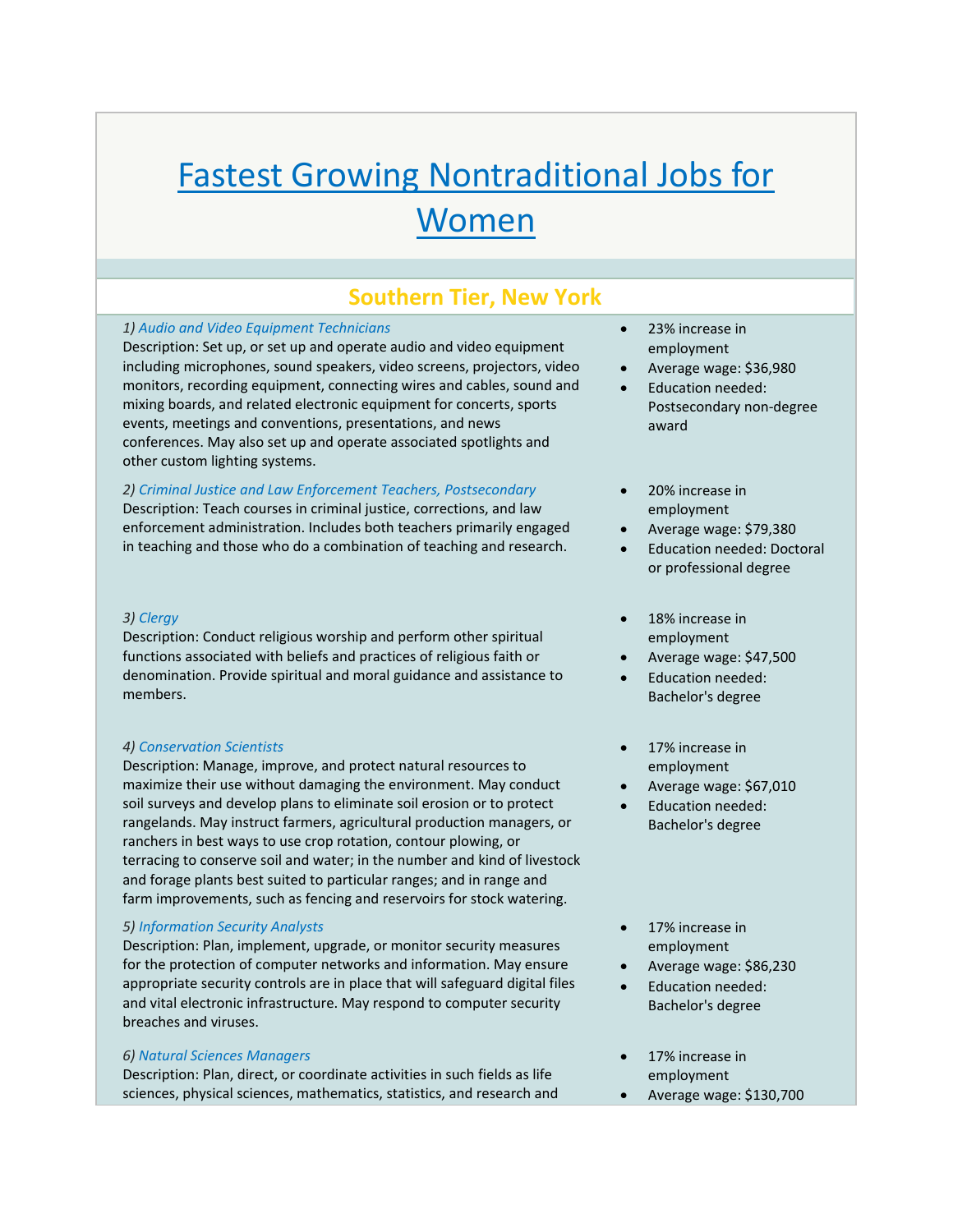# Fastest Growing Nontraditional Jobs for Women

## Southern Tier, New York

1) *Audio and Video Equipment Technicians*

Description: Set up, or set up and operate audio and video equipment including microphones, sound speakers, video screens, projectors, video monitors, recording equipment, connecting wires and cables, sound and mixing boards, and related electronic equipment for concerts, sports events, meetings and conventions, presentations, and news conferences. May also set up and operate associated spotlights and other custom lighting systems.

- 23% increase in employment
- Average wage: $36,980
- Education needed: Postsecondary non-degree award

2) *Criminal Justice and Law Enforcement Teachers, Postsecondary*

Description: Teach courses in criminal justice, corrections, and law enforcement administration. Includes both teachers primarily engaged in teaching and those who do a combination of teaching and research.

- 20% increase in employment
- Average wage: $79,380
- Education needed: Doctoral or professional degree

3) *Clergy*

Description: Conduct religious worship and perform other spiritual functions associated with beliefs and practices of religious faith or denomination. Provide spiritual and moral guidance and assistance to members.

- 18% increase in employment
- Average wage: $47,500
- Education needed: Bachelor's degree

4) *Conservation Scientists*

Description: Manage, improve, and protect natural resources to maximize their use without damaging the environment. May conduct soil surveys and develop plans to eliminate soil erosion or to protect rangelands. May instruct farmers, agricultural production managers, or ranchers in best ways to use crop rotation, contour plowing, or terracing to conserve soil and water; in the number and kind of livestock and forage plants best suited to particular ranges; and in range and farm improvements, such as fencing and reservoirs for stock watering.

- 17% increase in employment
- Average wage: $67,010
- Education needed: Bachelor's degree

5) *Information Security Analysts*

Description: Plan, implement, upgrade, or monitor security measures for the protection of computer networks and information. May ensure appropriate security controls are in place that will safeguard digital files and vital electronic infrastructure. May respond to computer security breaches and viruses.

- 17% increase in employment
- Average wage: $86,230
- Education needed: Bachelor's degree

6) *Natural Sciences Managers*

Description: Plan, direct, or coordinate activities in such fields as life sciences, physical sciences, mathematics, statistics, and research and

- 17% increase in employment
- Average wage: $130,700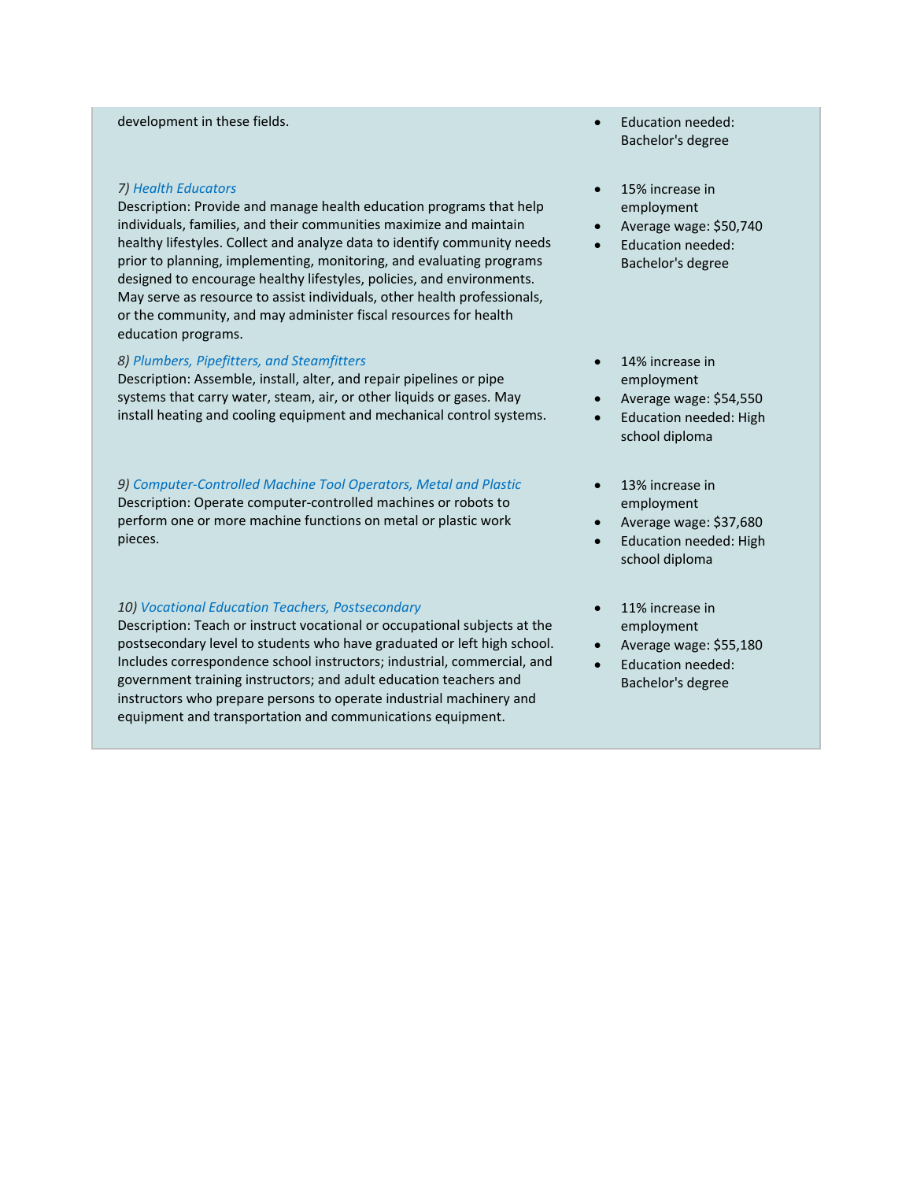development in these fields.

- Education needed: Bachelor's degree

*7) Health Educators*
Description: Provide and manage health education programs that help individuals, families, and their communities maximize and maintain healthy lifestyles. Collect and analyze data to identify community needs prior to planning, implementing, monitoring, and evaluating programs designed to encourage healthy lifestyles, policies, and environments. May serve as resource to assist individuals, other health professionals, or the community, and may administer fiscal resources for health education programs.

- 15% increase in employment
- Average wage: $50,740
- Education needed: Bachelor's degree

*8) Plumbers, Pipefitters, and Steamfitters*
Description: Assemble, install, alter, and repair pipelines or pipe systems that carry water, steam, air, or other liquids or gases. May install heating and cooling equipment and mechanical control systems.

- 14% increase in employment
- Average wage: $54,550
- Education needed: High school diploma

*9) Computer-Controlled Machine Tool Operators, Metal and Plastic*
Description: Operate computer-controlled machines or robots to perform one or more machine functions on metal or plastic work pieces.

- 13% increase in employment
- Average wage: $37,680
- Education needed: High school diploma

*10) Vocational Education Teachers, Postsecondary*
Description: Teach or instruct vocational or occupational subjects at the postsecondary level to students who have graduated or left high school. Includes correspondence school instructors; industrial, commercial, and government training instructors; and adult education teachers and instructors who prepare persons to operate industrial machinery and equipment and transportation and communications equipment.

- 11% increase in employment
- Average wage: $55,180
- Education needed: Bachelor's degree